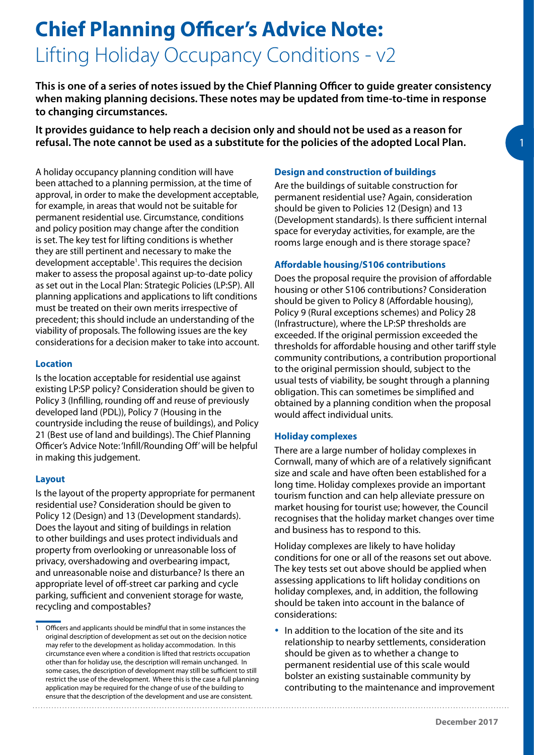# Chief Planning Officer's Advice Note:

Lifting Holiday Occupancy Conditions - v2

**This is one of a series of notes issued by the Chief Planning Officer to guide greater consistency when making planning decisions. These notes may be updated from time-to-time in response to changing circumstances.**

**It provides guidance to help reach a decision only and should not be used as a reason for refusal. The note cannot be used as a substitute for the policies of the adopted Local Plan.**

A holiday occupancy planning condition will have been attached to a planning permission, at the time of approval, in order to make the development acceptable, for example, in areas that would not be suitable for permanent residential use. Circumstance, conditions and policy position may change after the condition is set. The key test for lifting conditions is whether they are still pertinent and necessary to make the development acceptable[1]. This requires the decision maker to assess the proposal against up-to-date policy as set out in the Local Plan: Strategic Policies (LP:SP). All planning applications and applications to lift conditions must be treated on their own merits irrespective of precedent; this should include an understanding of the viability of proposals. The following issues are the key considerations for a decision maker to take into account.

### Location

Is the location acceptable for residential use against existing LP:SP policy? Consideration should be given to Policy 3 (Infilling, rounding off and reuse of previously developed land (PDL)), Policy 7 (Housing in the countryside including the reuse of buildings), and Policy 21 (Best use of land and buildings). The Chief Planning Officer's Advice Note: 'Infill/Rounding Off' will be helpful in making this judgement.

### Layout

Is the layout of the property appropriate for permanent residential use? Consideration should be given to Policy 12 (Design) and 13 (Development standards). Does the layout and siting of buildings in relation to other buildings and uses protect individuals and property from overlooking or unreasonable loss of privacy, overshadowing and overbearing impact, and unreasonable noise and disturbance? Is there an appropriate level of off-street car parking and cycle parking, sufficient and convenient storage for waste, recycling and compostables?

### Design and construction of buildings

Are the buildings of suitable construction for permanent residential use? Again, consideration should be given to Policies 12 (Design) and 13 (Development standards). Is there sufficient internal space for everyday activities, for example, are the rooms large enough and is there storage space?

### Affordable housing/S106 contributions

Does the proposal require the provision of affordable housing or other S106 contributions? Consideration should be given to Policy 8 (Affordable housing), Policy 9 (Rural exceptions schemes) and Policy 28 (Infrastructure), where the LP:SP thresholds are exceeded. If the original permission exceeded the thresholds for affordable housing and other tariff style community contributions, a contribution proportional to the original permission should, subject to the usual tests of viability, be sought through a planning obligation. This can sometimes be simplified and obtained by a planning condition when the proposal would affect individual units.

### Holiday complexes

There are a large number of holiday complexes in Cornwall, many of which are of a relatively significant size and scale and have often been established for a long time. Holiday complexes provide an important tourism function and can help alleviate pressure on market housing for tourist use; however, the Council recognises that the holiday market changes over time and business has to respond to this.

Holiday complexes are likely to have holiday conditions for one or all of the reasons set out above. The key tests set out above should be applied when assessing applications to lift holiday conditions on holiday complexes, and, in addition, the following should be taken into account in the balance of considerations:

- In addition to the location of the site and its relationship to nearby settlements, consideration should be given as to whether a change to permanent residential use of this scale would bolster an existing sustainable community by contributing to the maintenance and improvement

[1] Officers and applicants should be mindful that in some instances the original description of development as set out on the decision notice may refer to the development as holiday accommodation. In this circumstance even where a condition is lifted that restricts occupation other than for holiday use, the description will remain unchanged. In some cases, the description of development may still be sufficient to still restrict the use of the development. Where this is the case a full planning application may be required for the change of use of the building to ensure that the description of the development and use are consistent.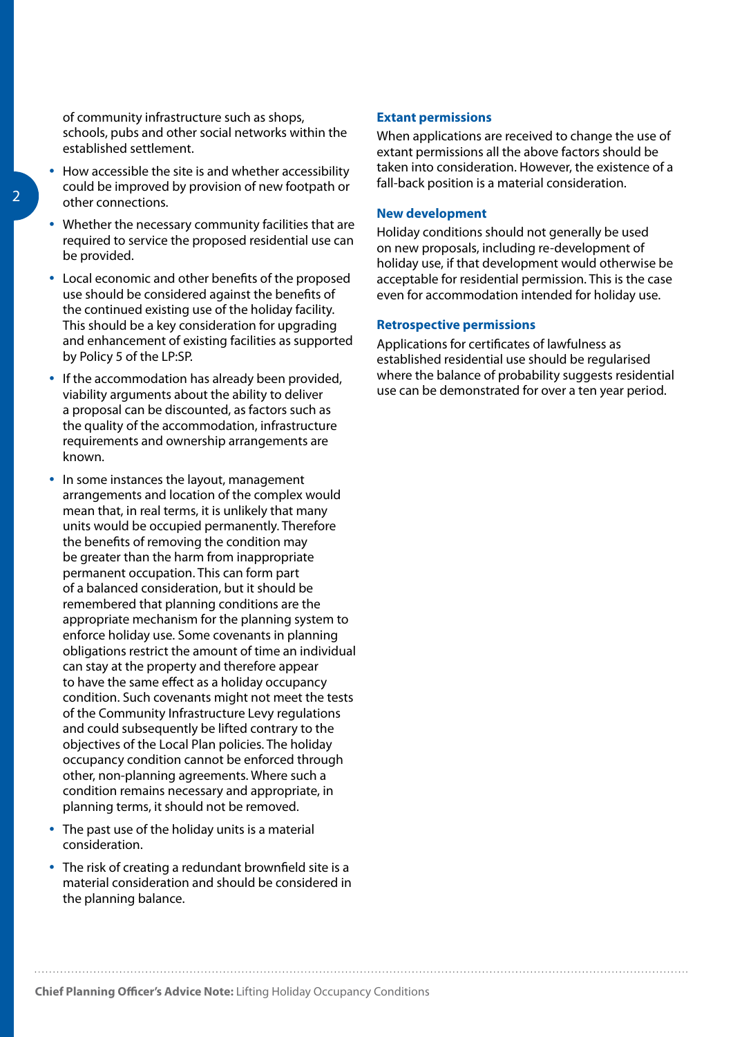of community infrastructure such as shops, schools, pubs and other social networks within the established settlement.

- How accessible the site is and whether accessibility could be improved by provision of new footpath or other connections.
- Whether the necessary community facilities that are required to service the proposed residential use can be provided.
- Local economic and other benefits of the proposed use should be considered against the benefits of the continued existing use of the holiday facility. This should be a key consideration for upgrading and enhancement of existing facilities as supported by Policy 5 of the LP:SP.
- If the accommodation has already been provided, viability arguments about the ability to deliver a proposal can be discounted, as factors such as the quality of the accommodation, infrastructure requirements and ownership arrangements are known.
- In some instances the layout, management arrangements and location of the complex would mean that, in real terms, it is unlikely that many units would be occupied permanently. Therefore the benefits of removing the condition may be greater than the harm from inappropriate permanent occupation. This can form part of a balanced consideration, but it should be remembered that planning conditions are the appropriate mechanism for the planning system to enforce holiday use. Some covenants in planning obligations restrict the amount of time an individual can stay at the property and therefore appear to have the same effect as a holiday occupancy condition. Such covenants might not meet the tests of the Community Infrastructure Levy regulations and could subsequently be lifted contrary to the objectives of the Local Plan policies. The holiday occupancy condition cannot be enforced through other, non-planning agreements. Where such a condition remains necessary and appropriate, in planning terms, it should not be removed.
- The past use of the holiday units is a material consideration.
- The risk of creating a redundant brownfield site is a material consideration and should be considered in the planning balance.

### Extant permissions

When applications are received to change the use of extant permissions all the above factors should be taken into consideration. However, the existence of a fall-back position is a material consideration.

### New development

Holiday conditions should not generally be used on new proposals, including re-development of holiday use, if that development would otherwise be acceptable for residential permission. This is the case even for accommodation intended for holiday use.

### Retrospective permissions

Applications for certificates of lawfulness as established residential use should be regularised where the balance of probability suggests residential use can be demonstrated for over a ten year period.